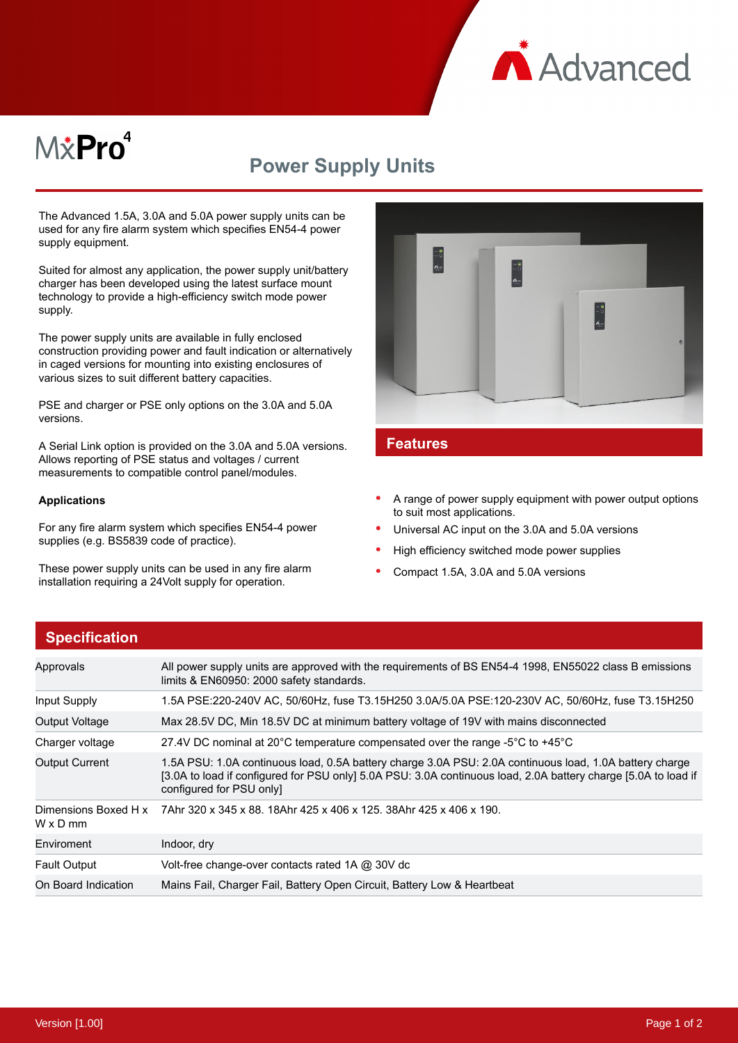Advanced

MxPro 4

# Power Supply Units

The Advanced 1.5A, 3.0A and 5.0A power supply units can be used for any fire alarm system which specifies EN54-4 power supply equipment.

Suited for almost any application, the power supply unit/battery charger has been developed using the latest surface mount technology to provide a high-efficiency switch mode power supply.

The power supply units are available in fully enclosed construction providing power and fault indication or alternatively in caged versions for mounting into existing enclosures of various sizes to suit different battery capacities.

PSE and charger or PSE only options on the 3.0A and 5.0A versions.

A Serial Link option is provided on the 3.0A and 5.0A versions. Allows reporting of PSE status and voltages / current measurements to compatible control panel/modules.

**Applications**

For any fire alarm system which specifies EN54-4 power supplies (e.g. BS5839 code of practice).

These power supply units can be used in any fire alarm installation requiring a 24Volt supply for operation.

## Features

- A range of power supply equipment with power output options to suit most applications.
- Universal AC input on the 3.0A and 5.0A versions
- High efficiency switched mode power supplies
- Compact 1.5A, 3.0A and 5.0A versions

## Specification

| | |
|---|---|
| Approvals | All power supply units are approved with the requirements of BS EN54-4 1998, EN55022 class B emissions limits & EN60950: 2000 safety standards. |
| Input Supply | 1.5A PSE:220-240V AC, 50/60Hz, fuse T3.15H250 3.0A/5.0A PSE:120-230V AC, 50/60Hz, fuse T3.15H250 |
| Output Voltage | Max 28.5V DC, Min 18.5V DC at minimum battery voltage of 19V with mains disconnected |
| Charger voltage | 27.4V DC nominal at 20°C temperature compensated over the range -5°C to +45°C |
| Output Current | 1.5A PSU: 1.0A continuous load, 0.5A battery charge 3.0A PSU: 2.0A continuous load, 1.0A battery charge [3.0A to load if configured for PSU only] 5.0A PSU: 3.0A continuous load, 2.0A battery charge [5.0A to load if configured for PSU only] |
| Dimensions Boxed H x W x D mm | 7Ahr 320 x 345 x 88. 18Ahr 425 x 406 x 125. 38Ahr 425 x 406 x 190. |
| Enviroment | Indoor, dry |
| Fault Output | Volt-free change-over contacts rated 1A @ 30V dc |
| On Board Indication | Mains Fail, Charger Fail, Battery Open Circuit, Battery Low & Heartbeat |

Version [1.00]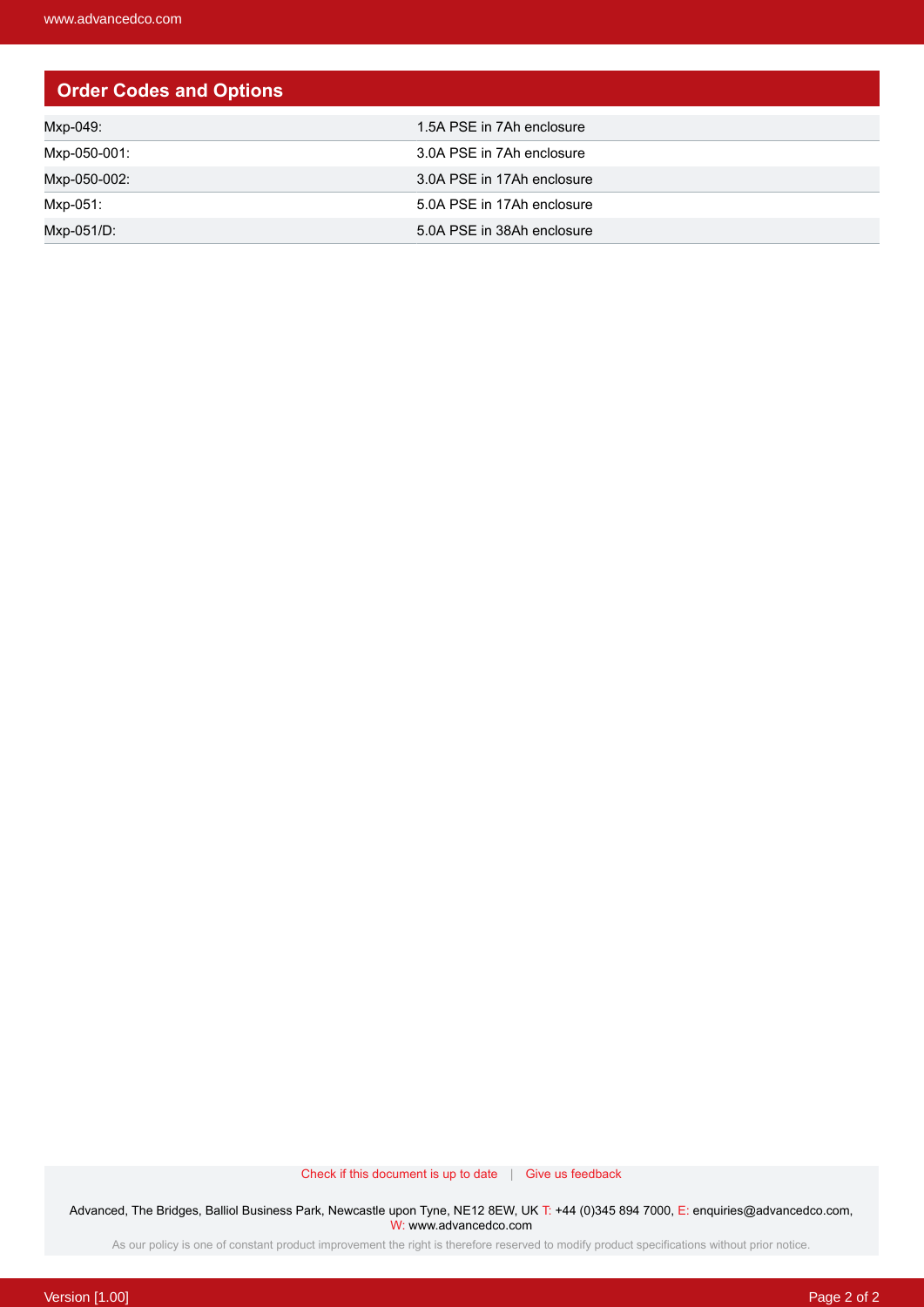## Order Codes and Options

| | |
|---|---|
| Mxp-049: | 1.5A PSE in 7Ah enclosure |
| Mxp-050-001: | 3.0A PSE in 7Ah enclosure |
| Mxp-050-002: | 3.0A PSE in 17Ah enclosure |
| Mxp-051: | 5.0A PSE in 17Ah enclosure |
| Mxp-051/D: | 5.0A PSE in 38Ah enclosure |

Check if this document is up to date | Give us feedback

Advanced, The Bridges, Balliol Business Park, Newcastle upon Tyne, NE12 8EW, UK T: +44 (0)345 894 7000, E: enquiries@advancedco.com, W: www.advancedco.com

As our policy is one of constant product improvement the right is therefore reserved to modify product specifications without prior notice.

Version [1.00]